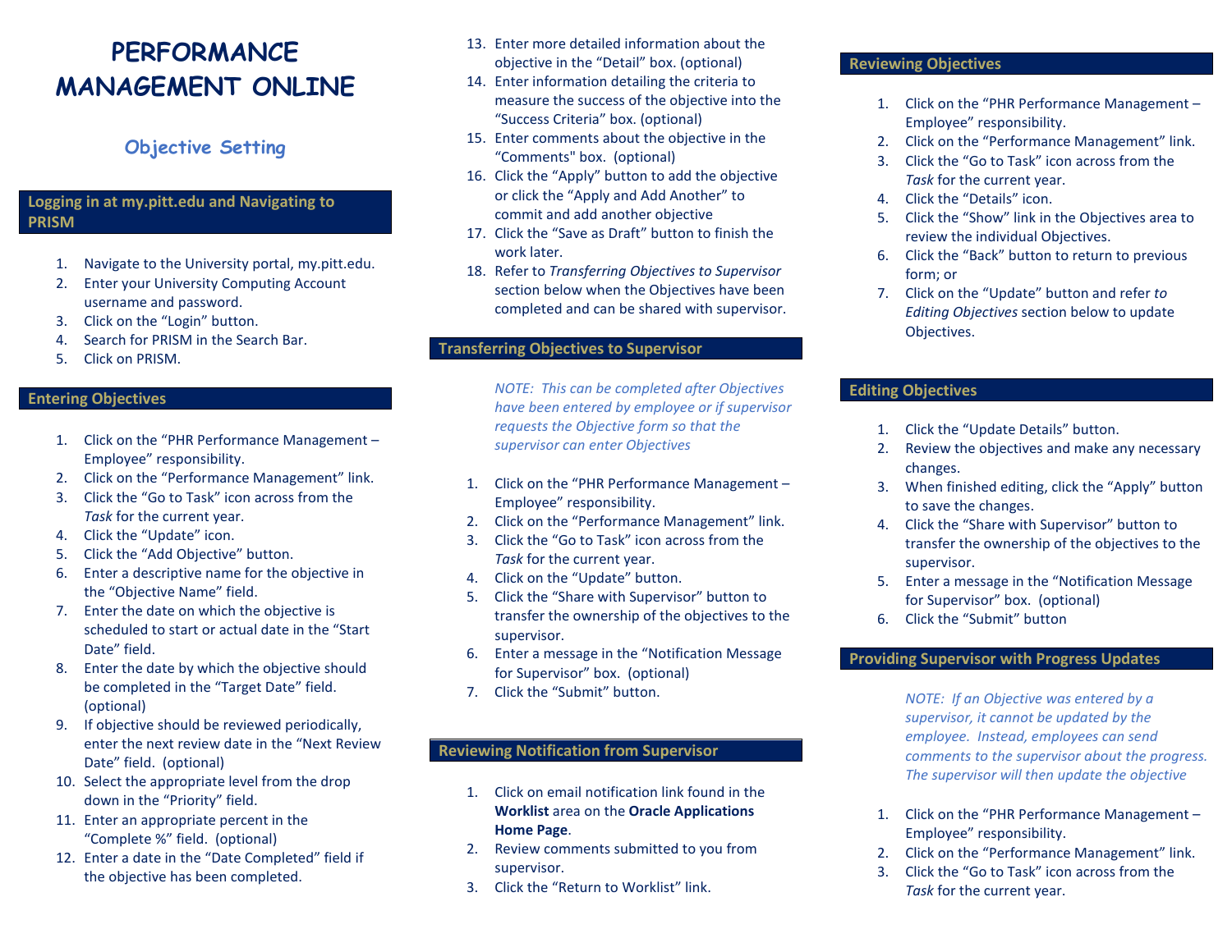# PERFORMANCE MANAGEMENT ONLINE

## Objective Setting

### Logging in at my.pitt.edu and Navigating to PRISM

1. Navigate to the University portal, my.pitt.edu.
2. Enter your University Computing Account username and password.
3. Click on the "Login" button.
4. Search for PRISM in the Search Bar.
5. Click on PRISM.

### Entering Objectives

1. Click on the "PHR Performance Management – Employee" responsibility.
2. Click on the "Performance Management" link.
3. Click the "Go to Task" icon across from the *Task* for the current year.
4. Click the "Update" icon.
5. Click the "Add Objective" button.
6. Enter a descriptive name for the objective in the "Objective Name" field.
7. Enter the date on which the objective is scheduled to start or actual date in the "Start Date" field.
8. Enter the date by which the objective should be completed in the "Target Date" field. (optional)
9. If objective should be reviewed periodically, enter the next review date in the "Next Review Date" field. (optional)
10. Select the appropriate level from the drop down in the "Priority" field.
11. Enter an appropriate percent in the "Complete %" field. (optional)
12. Enter a date in the "Date Completed" field if the objective has been completed.
13. Enter more detailed information about the objective in the "Detail" box. (optional)
14. Enter information detailing the criteria to measure the success of the objective into the "Success Criteria" box. (optional)
15. Enter comments about the objective in the "Comments" box. (optional)
16. Click the "Apply" button to add the objective or click the "Apply and Add Another" to commit and add another objective
17. Click the "Save as Draft" button to finish the work later.
18. Refer to *Transferring Objectives to Supervisor* section below when the Objectives have been completed and can be shared with supervisor.

### Transferring Objectives to Supervisor

*NOTE: This can be completed after Objectives have been entered by employee or if supervisor requests the Objective form so that the supervisor can enter Objectives*

1. Click on the "PHR Performance Management – Employee" responsibility.
2. Click on the "Performance Management" link.
3. Click the "Go to Task" icon across from the *Task* for the current year.
4. Click on the "Update" button.
5. Click the "Share with Supervisor" button to transfer the ownership of the objectives to the supervisor.
6. Enter a message in the "Notification Message for Supervisor" box. (optional)
7. Click the "Submit" button.

### Reviewing Notification from Supervisor

1. Click on email notification link found in the **Worklist** area on the **Oracle Applications Home Page**.
2. Review comments submitted to you from supervisor.
3. Click the "Return to Worklist" link.

### Reviewing Objectives

1. Click on the "PHR Performance Management – Employee" responsibility.
2. Click on the "Performance Management" link.
3. Click the "Go to Task" icon across from the *Task* for the current year.
4. Click the "Details" icon.
5. Click the "Show" link in the Objectives area to review the individual Objectives.
6. Click the "Back" button to return to previous form; or
7. Click on the "Update" button and refer *to Editing Objectives* section below to update Objectives.

### Editing Objectives

1. Click the "Update Details" button.
2. Review the objectives and make any necessary changes.
3. When finished editing, click the "Apply" button to save the changes.
4. Click the "Share with Supervisor" button to transfer the ownership of the objectives to the supervisor.
5. Enter a message in the "Notification Message for Supervisor" box. (optional)
6. Click the "Submit" button

### Providing Supervisor with Progress Updates

*NOTE: If an Objective was entered by a supervisor, it cannot be updated by the employee. Instead, employees can send comments to the supervisor about the progress. The supervisor will then update the objective*

1. Click on the "PHR Performance Management – Employee" responsibility.
2. Click on the "Performance Management" link.
3. Click the "Go to Task" icon across from the *Task* for the current year.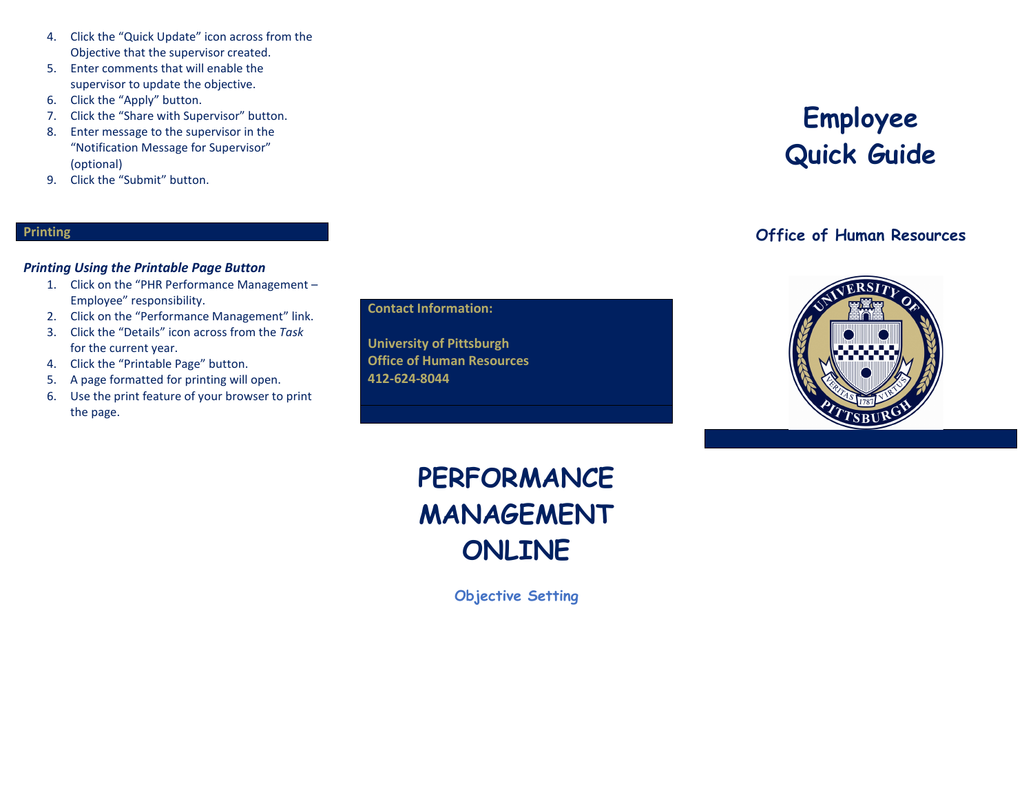4. Click the "Quick Update" icon across from the Objective that the supervisor created.
5. Enter comments that will enable the supervisor to update the objective.
6. Click the "Apply" button.
7. Click the "Share with Supervisor" button.
8. Enter message to the supervisor in the "Notification Message for Supervisor" (optional)
9. Click the "Submit" button.

## Printing

### *Printing Using the Printable Page Button*

1. Click on the "PHR Performance Management – Employee" responsibility.
2. Click on the "Performance Management" link.
3. Click the "Details" icon across from the *Task* for the current year.
4. Click the "Printable Page" button.
5. A page formatted for printing will open.
6. Use the print feature of your browser to print the page.

**Contact Information:**

**University of Pittsburgh**
**Office of Human Resources**
**412-624-8044**

# PERFORMANCE MANAGEMENT ONLINE

## Objective Setting

# Employee Quick Guide

## Office of Human Resources